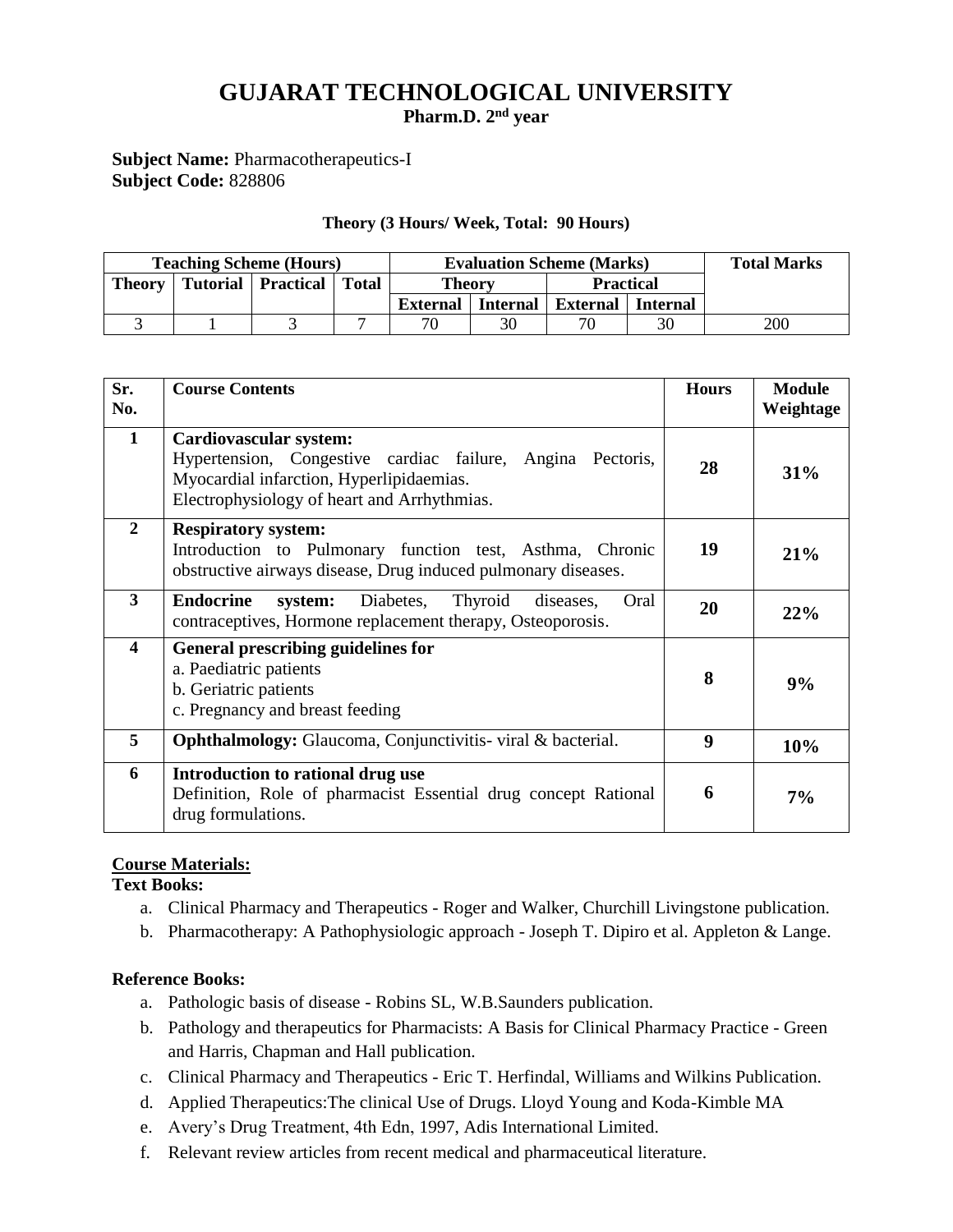# GUJARAT TECHNOLOGICAL UNIVERSITY

**Pharm.D. 2nd year**

**Subject Name:** Pharmacotherapeutics-I
**Subject Code:** 828806

**Theory (3 Hours/ Week, Total: 90 Hours)**

| Teaching Scheme (Hours) | | | | Evaluation Scheme (Marks) | | | | Total Marks |
|---|---|---|---|---|---|---|---|---|
| Theory | Tutorial | Practical | Total | Theory | | Practical | | |
| | | | | External | Internal | External | Internal | |
| 3 | 1 | 3 | 7 | 70 | 30 | 70 | 30 | 200 |

| Sr. No. | Course Contents | Hours | Module Weightage |
|---|---|---|---|
| 1 | **Cardiovascular system:** Hypertension, Congestive cardiac failure, Angina Pectoris, Myocardial infarction, Hyperlipidaemias. Electrophysiology of heart and Arrhythmias. | 28 | 31% |
| 2 | **Respiratory system:** Introduction to Pulmonary function test, Asthma, Chronic obstructive airways disease, Drug induced pulmonary diseases. | 19 | 21% |
| 3 | **Endocrine system:** Diabetes, Thyroid diseases, Oral contraceptives, Hormone replacement therapy, Osteoporosis. | 20 | 22% |
| 4 | **General prescribing guidelines for** a. Paediatric patients b. Geriatric patients c. Pregnancy and breast feeding | 8 | 9% |
| 5 | **Ophthalmology:** Glaucoma, Conjunctivitis- viral & bacterial. | 9 | 10% |
| 6 | **Introduction to rational drug use** Definition, Role of pharmacist Essential drug concept Rational drug formulations. | 6 | 7% |

**Course Materials:**

**Text Books:**

a. Clinical Pharmacy and Therapeutics - Roger and Walker, Churchill Livingstone publication.
b. Pharmacotherapy: A Pathophysiologic approach - Joseph T. Dipiro et al. Appleton & Lange.

**Reference Books:**

a. Pathologic basis of disease - Robins SL, W.B.Saunders publication.
b. Pathology and therapeutics for Pharmacists: A Basis for Clinical Pharmacy Practice - Green and Harris, Chapman and Hall publication.
c. Clinical Pharmacy and Therapeutics - Eric T. Herfindal, Williams and Wilkins Publication.
d. Applied Therapeutics:The clinical Use of Drugs. Lloyd Young and Koda-Kimble MA
e. Avery's Drug Treatment, 4th Edn, 1997, Adis International Limited.
f. Relevant review articles from recent medical and pharmaceutical literature.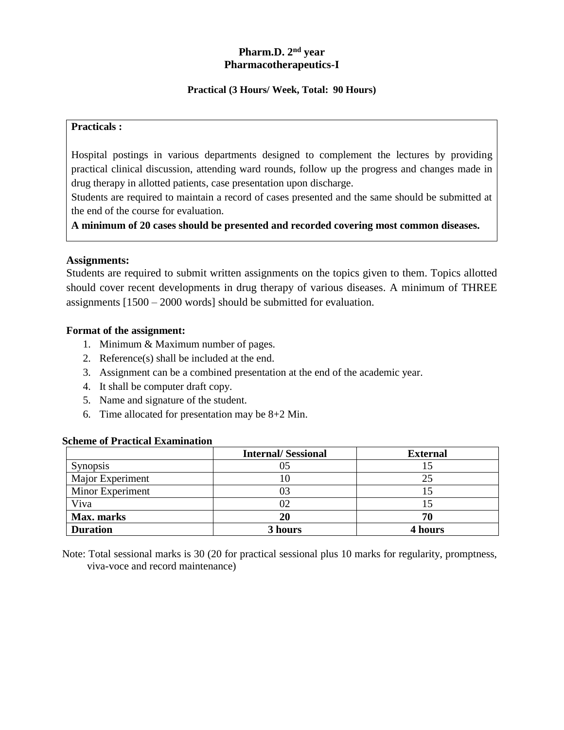**Pharm.D. 2nd year**
**Pharmacotherapeutics-I**

**Practical (3 Hours/ Week, Total: 90 Hours)**

**Practicals :**

Hospital postings in various departments designed to complement the lectures by providing practical clinical discussion, attending ward rounds, follow up the progress and changes made in drug therapy in allotted patients, case presentation upon discharge.
Students are required to maintain a record of cases presented and the same should be submitted at the end of the course for evaluation.
**A minimum of 20 cases should be presented and recorded covering most common diseases.**

**Assignments:**
Students are required to submit written assignments on the topics given to them. Topics allotted should cover recent developments in drug therapy of various diseases. A minimum of THREE assignments [1500 – 2000 words] should be submitted for evaluation.

**Format of the assignment:**

1. Minimum & Maximum number of pages.
2. Reference(s) shall be included at the end.
3. Assignment can be a combined presentation at the end of the academic year.
4. It shall be computer draft copy.
5. Name and signature of the student.
6. Time allocated for presentation may be 8+2 Min.

**Scheme of Practical Examination**

| | Internal/ Sessional | External |
|---|---|---|
| Synopsis | 05 | 15 |
| Major Experiment | 10 | 25 |
| Minor Experiment | 03 | 15 |
| Viva | 02 | 15 |
| **Max. marks** | **20** | **70** |
| **Duration** | **3 hours** | **4 hours** |

Note: Total sessional marks is 30 (20 for practical sessional plus 10 marks for regularity, promptness, viva-voce and record maintenance)